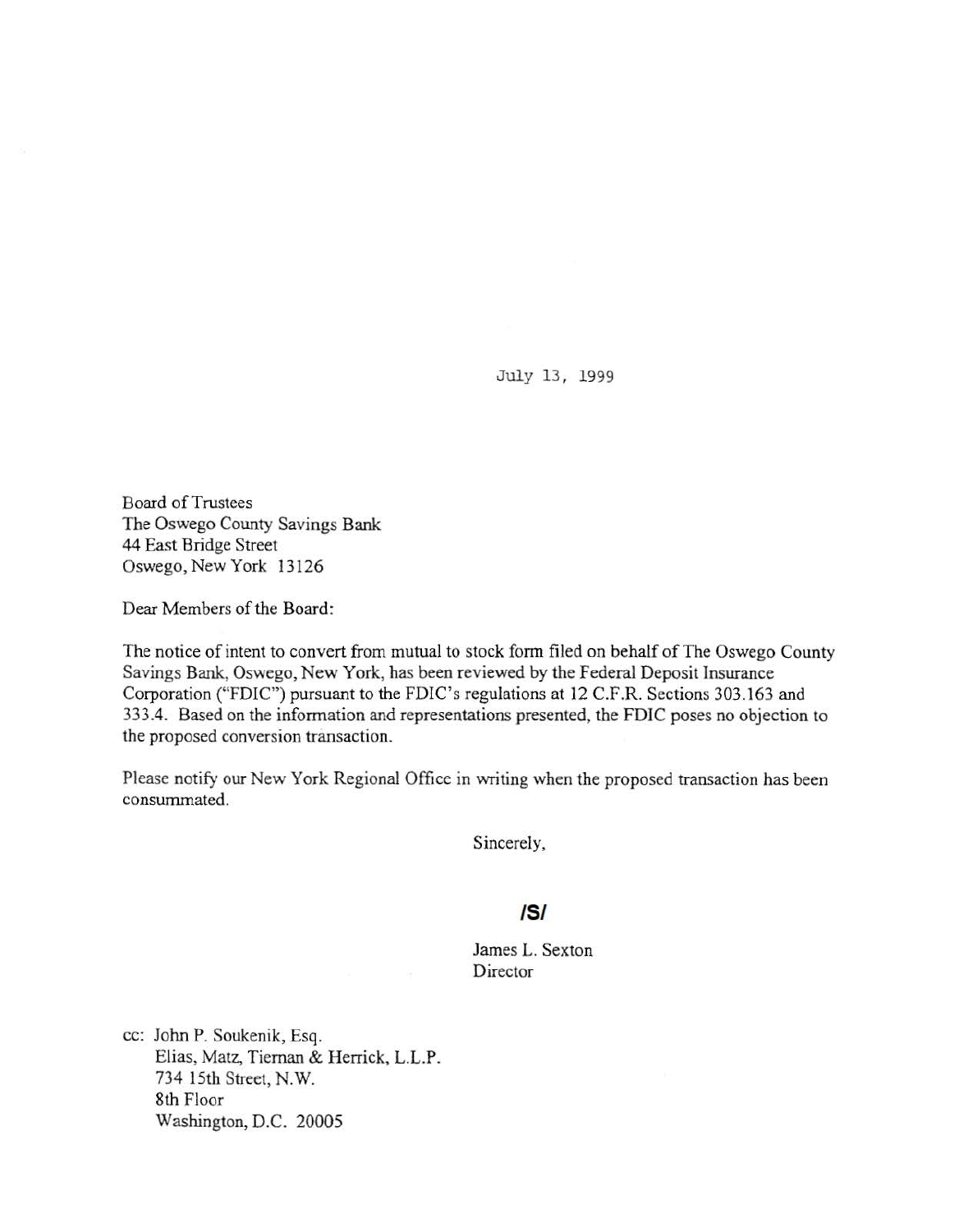July 13, 1999

Board of Trustees
The Oswego County Savings Bank
44 East Bridge Street
Oswego, New York 13126

Dear Members of the Board:

The notice of intent to convert from mutual to stock form filed on behalf of The Oswego County Savings Bank, Oswego, New York, has been reviewed by the Federal Deposit Insurance Corporation ("FDIC") pursuant to the FDIC's regulations at 12 C.F.R. Sections 303.163 and 333.4. Based on the information and representations presented, the FDIC poses no objection to the proposed conversion transaction.

Please notify our New York Regional Office in writing when the proposed transaction has been consummated.

Sincerely,

**/S/**

James L. Sexton
Director

cc: John P. Soukenik, Esq.
Elias, Matz, Tiernan & Herrick, L.L.P.
734 15th Street, N.W.
8th Floor
Washington, D.C. 20005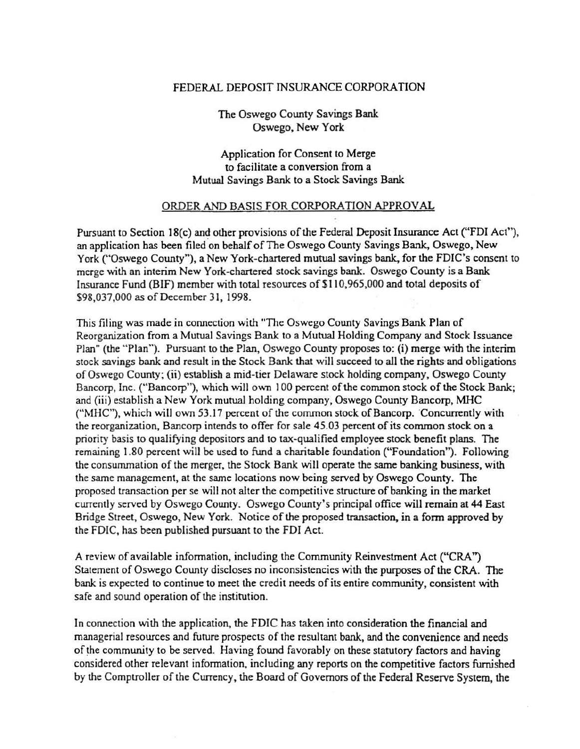FEDERAL DEPOSIT INSURANCE CORPORATION

The Oswego County Savings Bank
Oswego, New York

Application for Consent to Merge
to facilitate a conversion from a
Mutual Savings Bank to a Stock Savings Bank

## ORDER AND BASIS FOR CORPORATION APPROVAL

Pursuant to Section 18(c) and other provisions of the Federal Deposit Insurance Act ("FDI Act"), an application has been filed on behalf of The Oswego County Savings Bank, Oswego, New York ("Oswego County"), a New York-chartered mutual savings bank, for the FDIC's consent to merge with an interim New York-chartered stock savings bank. Oswego County is a Bank Insurance Fund (BIF) member with total resources of $110,965,000 and total deposits of $98,037,000 as of December 31, 1998.

This filing was made in connection with "The Oswego County Savings Bank Plan of Reorganization from a Mutual Savings Bank to a Mutual Holding Company and Stock Issuance Plan" (the "Plan"). Pursuant to the Plan, Oswego County proposes to: (i) merge with the interim stock savings bank and result in the Stock Bank that will succeed to all the rights and obligations of Oswego County; (ii) establish a mid-tier Delaware stock holding company, Oswego County Bancorp, Inc. ("Bancorp"), which will own 100 percent of the common stock of the Stock Bank; and (iii) establish a New York mutual holding company, Oswego County Bancorp, MHC ("MHC"), which will own 53.17 percent of the common stock of Bancorp. Concurrently with the reorganization, Bancorp intends to offer for sale 45.03 percent of its common stock on a priority basis to qualifying depositors and to tax-qualified employee stock benefit plans. The remaining 1.80 percent will be used to fund a charitable foundation ("Foundation"). Following the consummation of the merger, the Stock Bank will operate the same banking business, with the same management, at the same locations now being served by Oswego County. The proposed transaction per se will not alter the competitive structure of banking in the market currently served by Oswego County. Oswego County's principal office will remain at 44 East Bridge Street, Oswego, New York. Notice of the proposed transaction, in a form approved by the FDIC, has been published pursuant to the FDI Act.

A review of available information, including the Community Reinvestment Act ("CRA") Statement of Oswego County discloses no inconsistencies with the purposes of the CRA. The bank is expected to continue to meet the credit needs of its entire community, consistent with safe and sound operation of the institution.

In connection with the application, the FDIC has taken into consideration the financial and managerial resources and future prospects of the resultant bank, and the convenience and needs of the community to be served. Having found favorably on these statutory factors and having considered other relevant information, including any reports on the competitive factors furnished by the Comptroller of the Currency, the Board of Governors of the Federal Reserve System, the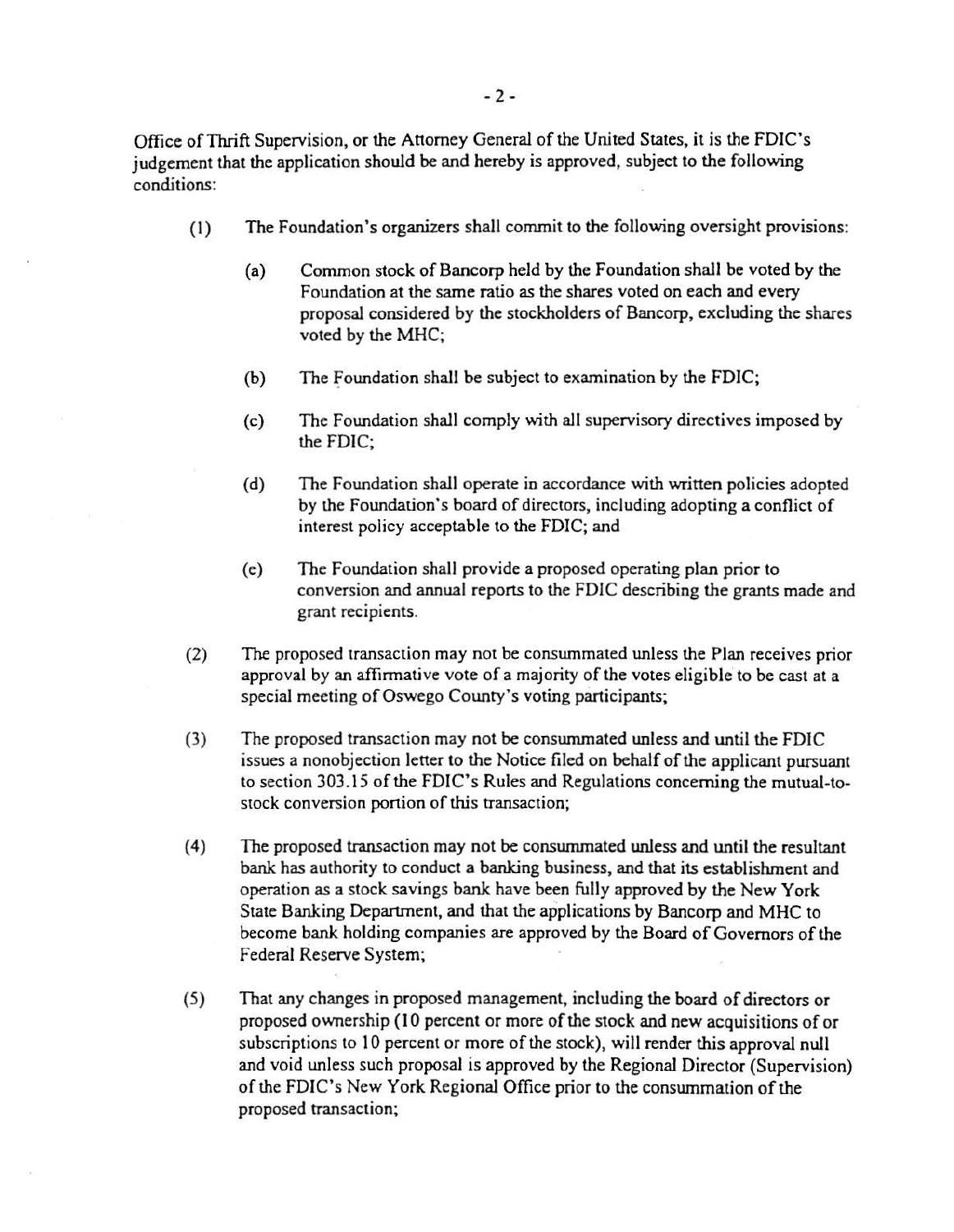Office of Thrift Supervision, or the Attorney General of the United States, it is the FDIC's judgement that the application should be and hereby is approved, subject to the following conditions:

(1) The Foundation's organizers shall commit to the following oversight provisions:

   (a) Common stock of Bancorp held by the Foundation shall be voted by the Foundation at the same ratio as the shares voted on each and every proposal considered by the stockholders of Bancorp, excluding the shares voted by the MHC;

   (b) The Foundation shall be subject to examination by the FDIC;

   (c) The Foundation shall comply with all supervisory directives imposed by the FDIC;

   (d) The Foundation shall operate in accordance with written policies adopted by the Foundation's board of directors, including adopting a conflict of interest policy acceptable to the FDIC; and

   (e) The Foundation shall provide a proposed operating plan prior to conversion and annual reports to the FDIC describing the grants made and grant recipients.

(2) The proposed transaction may not be consummated unless the Plan receives prior approval by an affirmative vote of a majority of the votes eligible to be cast at a special meeting of Oswego County's voting participants;

(3) The proposed transaction may not be consummated unless and until the FDIC issues a nonobjection letter to the Notice filed on behalf of the applicant pursuant to section 303.15 of the FDIC's Rules and Regulations concerning the mutual-to-stock conversion portion of this transaction;

(4) The proposed transaction may not be consummated unless and until the resultant bank has authority to conduct a banking business, and that its establishment and operation as a stock savings bank have been fully approved by the New York State Banking Department, and that the applications by Bancorp and MHC to become bank holding companies are approved by the Board of Governors of the Federal Reserve System;

(5) That any changes in proposed management, including the board of directors or proposed ownership (10 percent or more of the stock and new acquisitions of or subscriptions to 10 percent or more of the stock), will render this approval null and void unless such proposal is approved by the Regional Director (Supervision) of the FDIC's New York Regional Office prior to the consummation of the proposed transaction;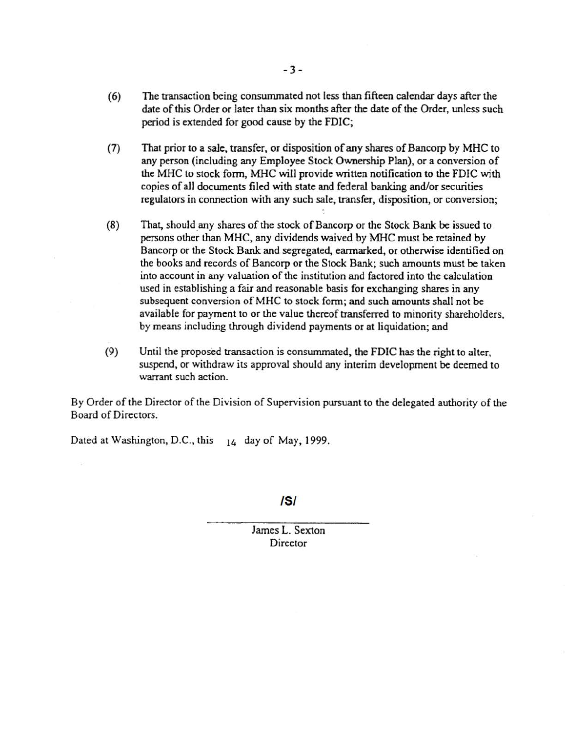(6) The transaction being consummated not less than fifteen calendar days after the date of this Order or later than six months after the date of the Order, unless such period is extended for good cause by the FDIC;

(7) That prior to a sale, transfer, or disposition of any shares of Bancorp by MHC to any person (including any Employee Stock Ownership Plan), or a conversion of the MHC to stock form, MHC will provide written notification to the FDIC with copies of all documents filed with state and federal banking and/or securities regulators in connection with any such sale, transfer, disposition, or conversion;

(8) That, should any shares of the stock of Bancorp or the Stock Bank be issued to persons other than MHC, any dividends waived by MHC must be retained by Bancorp or the Stock Bank and segregated, earmarked, or otherwise identified on the books and records of Bancorp or the Stock Bank; such amounts must be taken into account in any valuation of the institution and factored into the calculation used in establishing a fair and reasonable basis for exchanging shares in any subsequent conversion of MHC to stock form; and such amounts shall not be available for payment to or the value thereof transferred to minority shareholders, by means including through dividend payments or at liquidation; and

(9) Until the proposed transaction is consummated, the FDIC has the right to alter, suspend, or withdraw its approval should any interim development be deemed to warrant such action.

By Order of the Director of the Division of Supervision pursuant to the delegated authority of the Board of Directors.

Dated at Washington, D.C., this 14 day of May, 1999.

/S/

James L. Sexton
Director